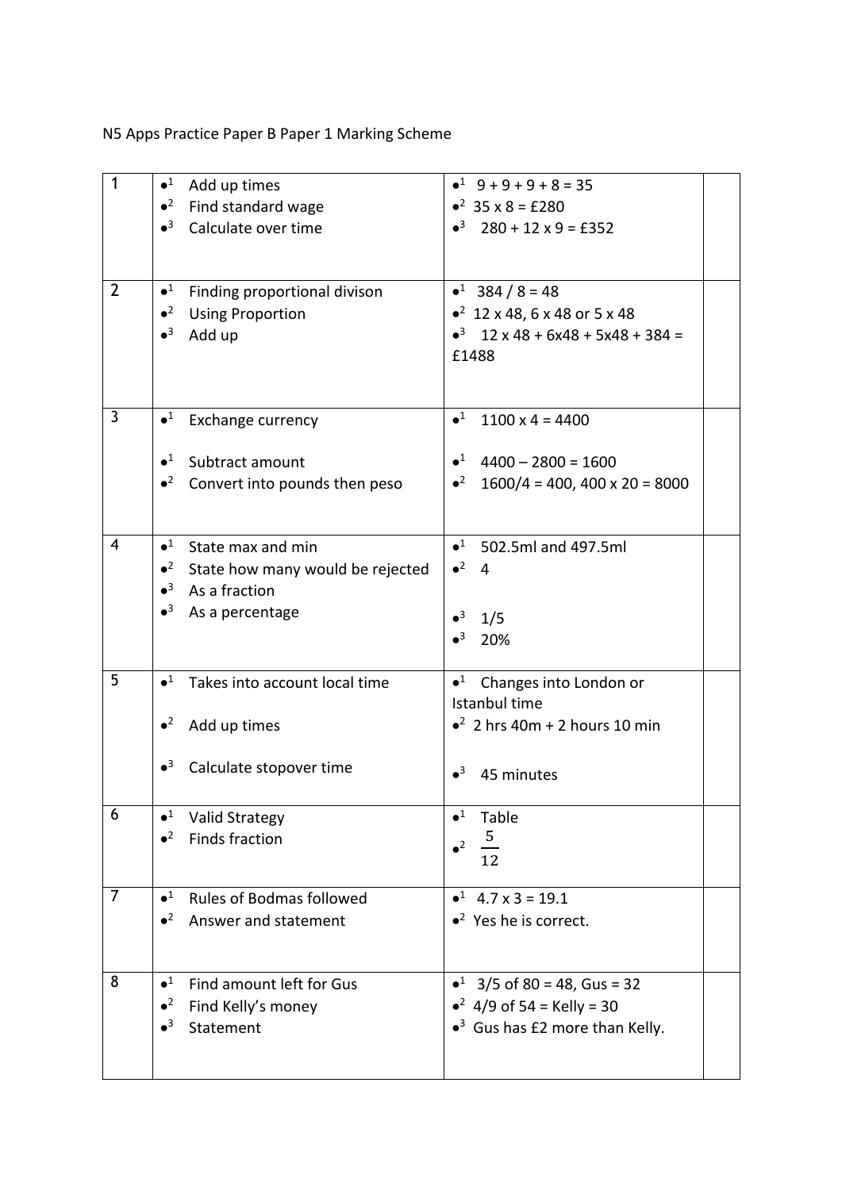N5 Apps Practice Paper B Paper 1 Marking Scheme

| | | | |
|---|---|---|---|
| 1 | •[1] Add up times<br>•[2] Find standard wage<br>•[3] Calculate over time | •[1] 9 + 9 + 9 + 8 = 35<br>•[2] 35 x 8 = £280<br>•[3] 280 + 12 x 9 = £352 | |
| 2 | •[1] Finding proportional divison<br>•[2] Using Proportion<br>•[3] Add up | •[1] 384 / 8 = 48<br>•[2] 12 x 48, 6 x 48 or 5 x 48<br>•[3] 12 x 48 + 6x48 + 5x48 + 384 = £1488 | |
| 3 | •[1] Exchange currency<br><br>•[1] Subtract amount<br>•[2] Convert into pounds then peso | •[1] 1100 x 4 = 4400<br><br>•[1] 4400 – 2800 = 1600<br>•[2] 1600/4 = 400, 400 x 20 = 8000 | |
| 4 | •[1] State max and min<br>•[2] State how many would be rejected<br>•[3] As a fraction<br>•[3] As a percentage | •[1] 502.5ml and 497.5ml<br>•[2] 4<br><br>•[3] 1/5<br>•[3] 20% | |
| 5 | •[1] Takes into account local time<br><br>•[2] Add up times<br><br>•[3] Calculate stopover time | •[1] Changes into London or Istanbul time<br>•[2] 2 hrs 40m + 2 hours 10 min<br><br>•[3] 45 minutes | |
| 6 | •[1] Valid Strategy<br>•[2] Finds fraction | •[1] Table<br>•[2] $\frac{5}{12}$ | |
| 7 | •[1] Rules of Bodmas followed<br>•[2] Answer and statement | •[1] 4.7 x 3 = 19.1<br>•[2] Yes he is correct. | |
| 8 | •[1] Find amount left for Gus<br>•[2] Find Kelly's money<br>•[3] Statement | •[1] 3/5 of 80 = 48, Gus = 32<br>•[2] 4/9 of 54 = Kelly = 30<br>•[3] Gus has £2 more than Kelly. | |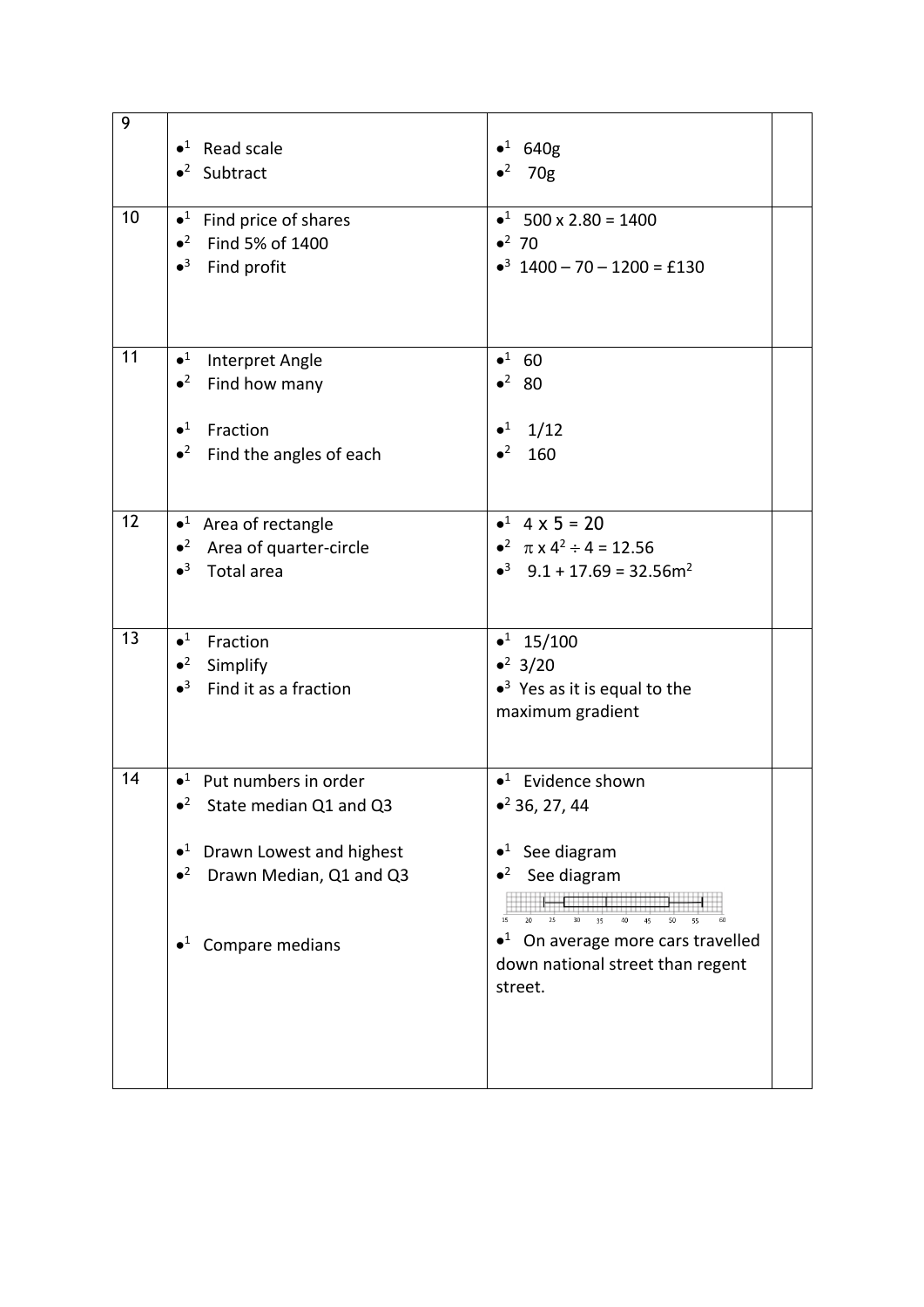| | | | |
|---|---|---|---|
| 9 | •[1] Read scale<br>•[2] Subtract | •[1] 640g<br>•[2] 70g | |
| 10 | •[1] Find price of shares<br>•[2] Find 5% of 1400<br>•[3] Find profit | •[1] 500 x 2.80 = 1400<br>•[2] 70<br>•[3] 1400 – 70 – 1200 = £130 | |
| 11 | •[1] Interpret Angle<br>•[2] Find how many<br><br>•[1] Fraction<br>•[2] Find the angles of each | •[1] 60<br>•[2] 80<br><br>•[1] 1/12<br>•[2] 160 | |
| 12 | •[1] Area of rectangle<br>•[2] Area of quarter-circle<br>•[3] Total area | •[1] 4 x 5 = 20<br>•[2] $\pi \times 4^2 \div 4 = 12.56$<br>•[3] 9.1 + 17.69 = 32.56$m^2$ | |
| 13 | •[1] Fraction<br>•[2] Simplify<br>•[3] Find it as a fraction | •[1] 15/100<br>•[2] 3/20<br>•[3] Yes as it is equal to the maximum gradient | |
| 14 | •[1] Put numbers in order<br>•[2] State median Q1 and Q3<br><br>•[1] Drawn Lowest and highest<br>•[2] Drawn Median, Q1 and Q3<br><br>•[1] Compare medians | •[1] Evidence shown<br>•[2] 36, 27, 44<br><br>•[1] See diagram<br>•[2] See diagram<br>15 20 25 30 35 40 45 50 55 60<br>•[1] On average more cars travelled down national street than regent street. | |